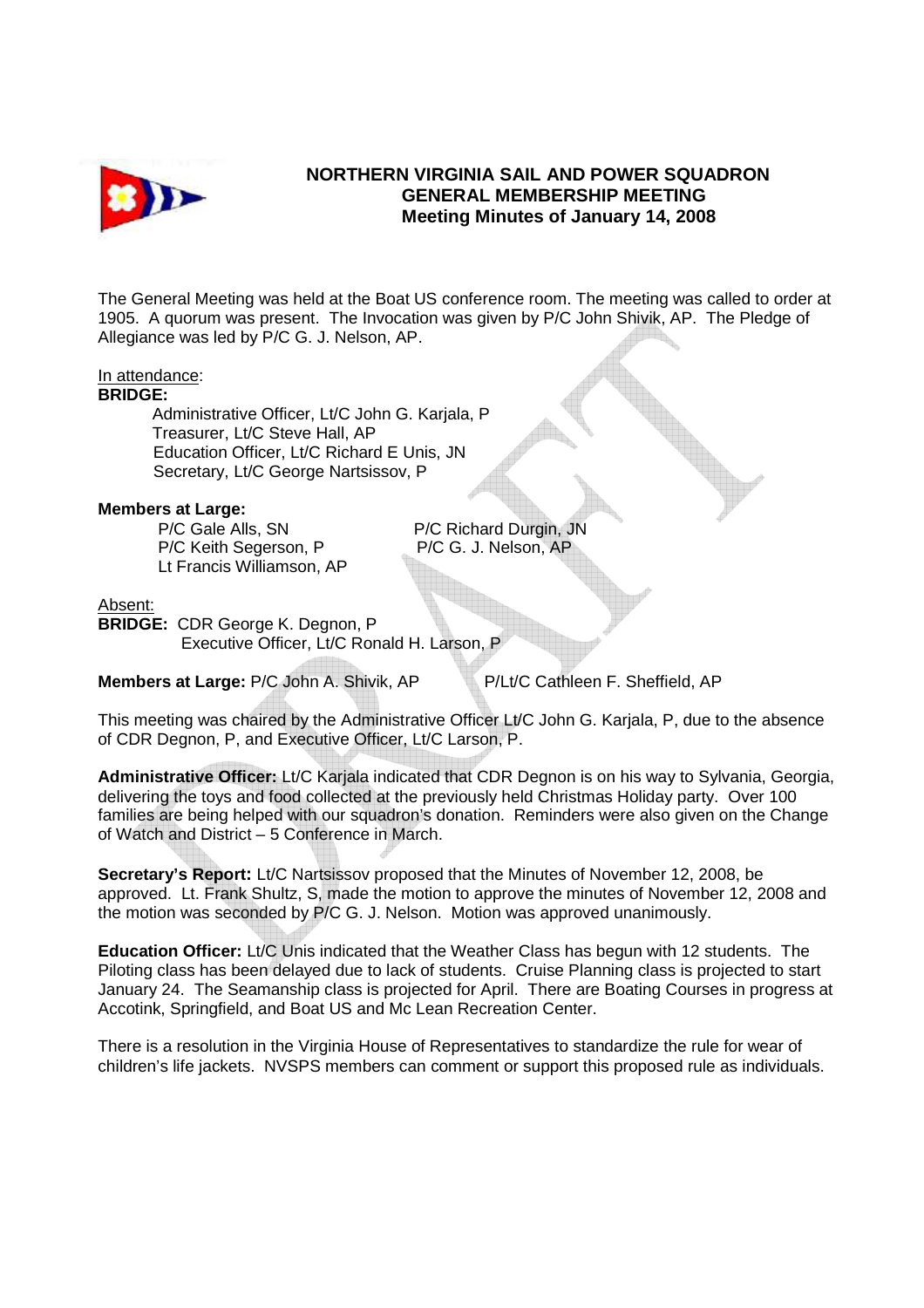# NORTHERN VIRGINIA SAIL AND POWER SQUADRON
## GENERAL MEMBERSHIP MEETING
### Meeting Minutes of January 14, 2008

The General Meeting was held at the Boat US conference room. The meeting was called to order at 1905. A quorum was present. The Invocation was given by P/C John Shivik, AP. The Pledge of Allegiance was led by P/C G. J. Nelson, AP.

In attendance:

**BRIDGE:**

Administrative Officer, Lt/C John G. Karjala, P
Treasurer, Lt/C Steve Hall, AP
Education Officer, Lt/C Richard E Unis, JN
Secretary, Lt/C George Nartsissov, P

**Members at Large:**

P/C Gale Alls, SN
P/C Richard Durgin, JN
P/C Keith Segerson, P
P/C G. J. Nelson, AP
Lt Francis Williamson, AP

Absent:

**BRIDGE:** CDR George K. Degnon, P
Executive Officer, Lt/C Ronald H. Larson, P

**Members at Large:** P/C John A. Shivik, AP
P/Lt/C Cathleen F. Sheffield, AP

This meeting was chaired by the Administrative Officer Lt/C John G. Karjala, P, due to the absence of CDR Degnon, P, and Executive Officer, Lt/C Larson, P.

**Administrative Officer:** Lt/C Karjala indicated that CDR Degnon is on his way to Sylvania, Georgia, delivering the toys and food collected at the previously held Christmas Holiday party. Over 100 families are being helped with our squadron's donation. Reminders were also given on the Change of Watch and District – 5 Conference in March.

**Secretary's Report:** Lt/C Nartsissov proposed that the Minutes of November 12, 2008, be approved. Lt. Frank Shultz, S, made the motion to approve the minutes of November 12, 2008 and the motion was seconded by P/C G. J. Nelson. Motion was approved unanimously.

**Education Officer:** Lt/C Unis indicated that the Weather Class has begun with 12 students. The Piloting class has been delayed due to lack of students. Cruise Planning class is projected to start January 24. The Seamanship class is projected for April. There are Boating Courses in progress at Accotink, Springfield, and Boat US and Mc Lean Recreation Center.

There is a resolution in the Virginia House of Representatives to standardize the rule for wear of children's life jackets. NVSPS members can comment or support this proposed rule as individuals.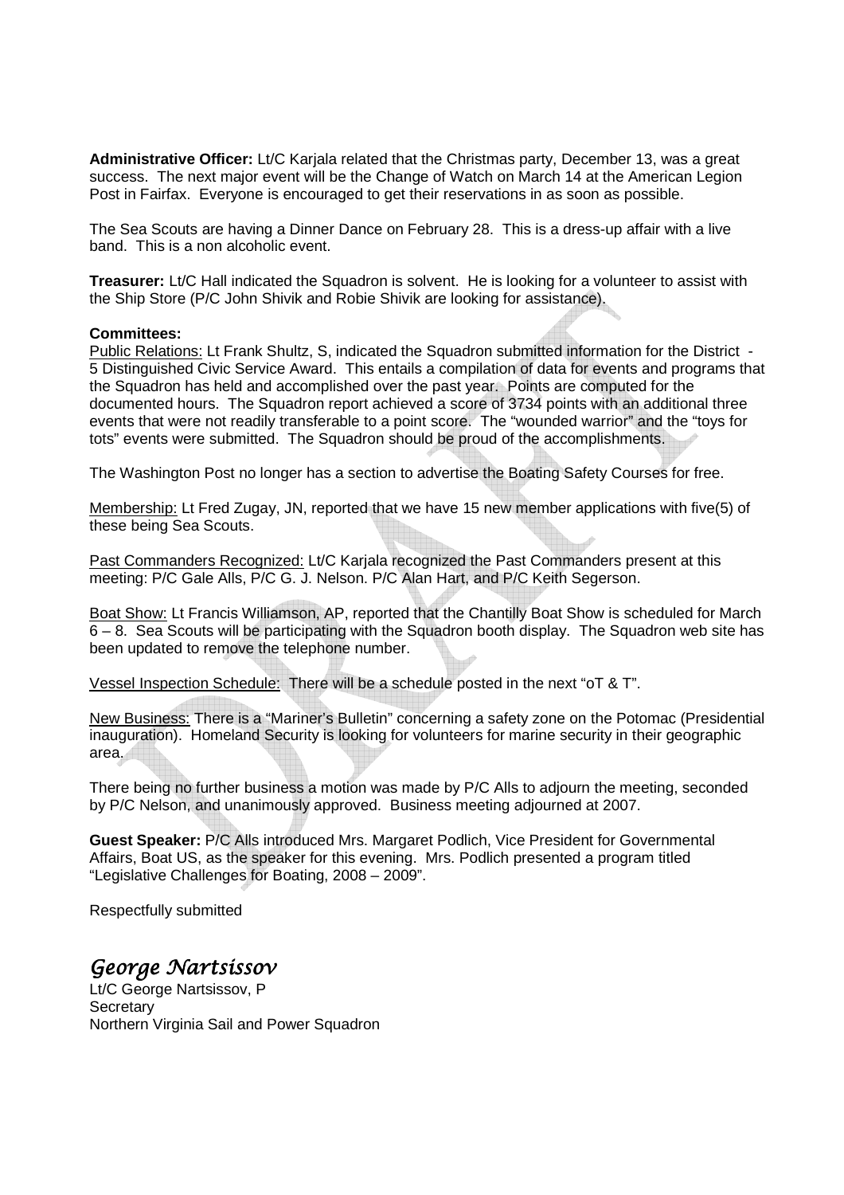**Administrative Officer:** Lt/C Karjala related that the Christmas party, December 13, was a great success. The next major event will be the Change of Watch on March 14 at the American Legion Post in Fairfax. Everyone is encouraged to get their reservations in as soon as possible.

The Sea Scouts are having a Dinner Dance on February 28. This is a dress-up affair with a live band. This is a non alcoholic event.

**Treasurer:** Lt/C Hall indicated the Squadron is solvent. He is looking for a volunteer to assist with the Ship Store (P/C John Shivik and Robie Shivik are looking for assistance).

**Committees:**

Public Relations: Lt Frank Shultz, S, indicated the Squadron submitted information for the District - 5 Distinguished Civic Service Award. This entails a compilation of data for events and programs that the Squadron has held and accomplished over the past year. Points are computed for the documented hours. The Squadron report achieved a score of 3734 points with an additional three events that were not readily transferable to a point score. The "wounded warrior" and the "toys for tots" events were submitted. The Squadron should be proud of the accomplishments.

The Washington Post no longer has a section to advertise the Boating Safety Courses for free.

Membership: Lt Fred Zugay, JN, reported that we have 15 new member applications with five(5) of these being Sea Scouts.

Past Commanders Recognized: Lt/C Karjala recognized the Past Commanders present at this meeting: P/C Gale Alls, P/C G. J. Nelson. P/C Alan Hart, and P/C Keith Segerson.

Boat Show: Lt Francis Williamson, AP, reported that the Chantilly Boat Show is scheduled for March 6 – 8. Sea Scouts will be participating with the Squadron booth display. The Squadron web site has been updated to remove the telephone number.

Vessel Inspection Schedule: There will be a schedule posted in the next "oT & T".

New Business: There is a "Mariner's Bulletin" concerning a safety zone on the Potomac (Presidential inauguration). Homeland Security is looking for volunteers for marine security in their geographic area.

There being no further business a motion was made by P/C Alls to adjourn the meeting, seconded by P/C Nelson, and unanimously approved. Business meeting adjourned at 2007.

**Guest Speaker:** P/C Alls introduced Mrs. Margaret Podlich, Vice President for Governmental Affairs, Boat US, as the speaker for this evening. Mrs. Podlich presented a program titled "Legislative Challenges for Boating, 2008 – 2009".

Respectfully submitted

*George Nartsissov*

Lt/C George Nartsissov, P
Secretary
Northern Virginia Sail and Power Squadron